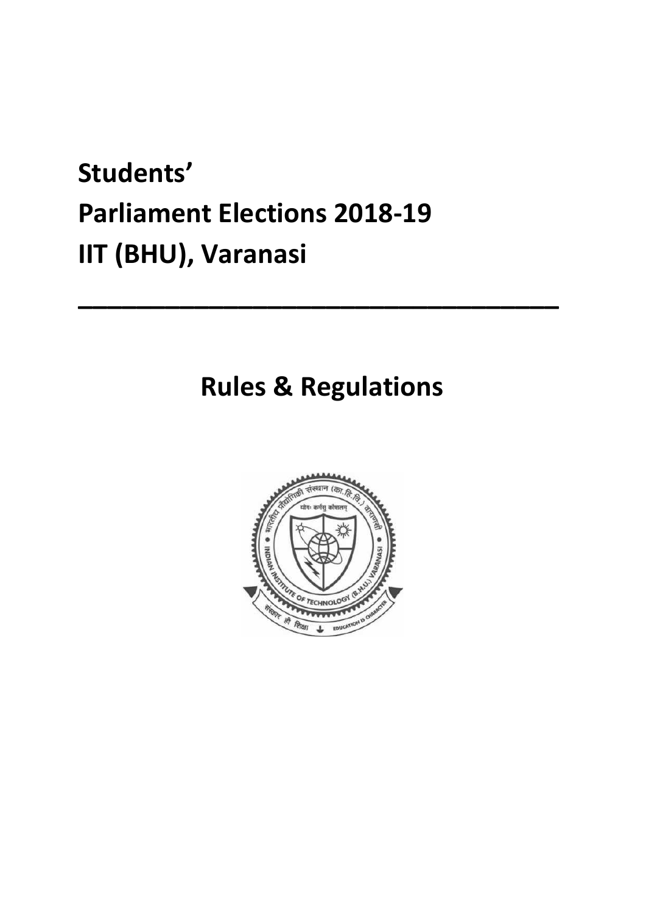# Students' Parliament Elections 2018-19 IIT (BHU), Varanasi

---

## Rules & Regulations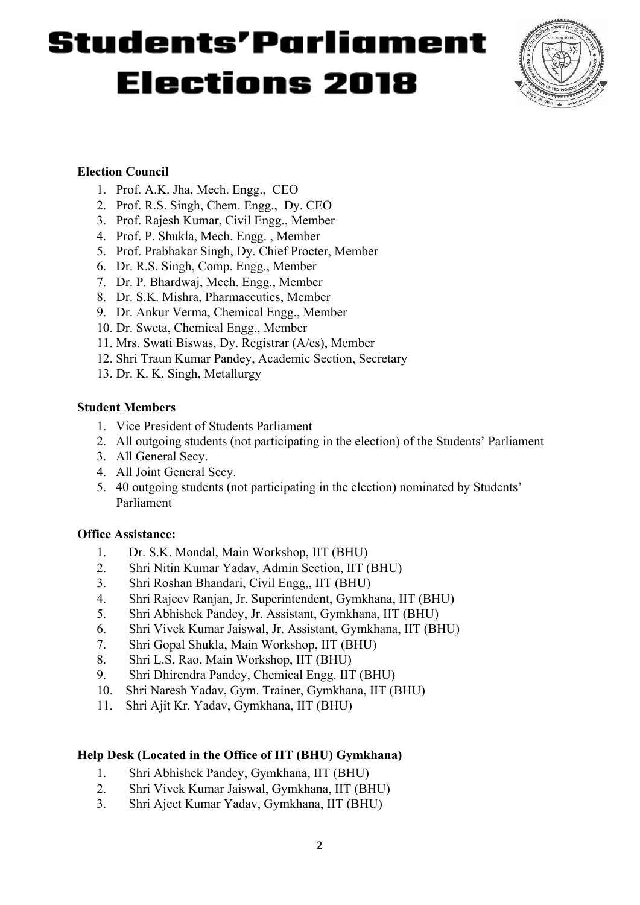# Students'Parliament Elections 2018

**Election Council**

1. Prof. A.K. Jha, Mech. Engg., CEO
2. Prof. R.S. Singh, Chem. Engg., Dy. CEO
3. Prof. Rajesh Kumar, Civil Engg., Member
4. Prof. P. Shukla, Mech. Engg. , Member
5. Prof. Prabhakar Singh, Dy. Chief Procter, Member
6. Dr. R.S. Singh, Comp. Engg., Member
7. Dr. P. Bhardwaj, Mech. Engg., Member
8. Dr. S.K. Mishra, Pharmaceutics, Member
9. Dr. Ankur Verma, Chemical Engg., Member
10. Dr. Sweta, Chemical Engg., Member
11. Mrs. Swati Biswas, Dy. Registrar (A/cs), Member
12. Shri Traun Kumar Pandey, Academic Section, Secretary
13. Dr. K. K. Singh, Metallurgy

**Student Members**

1. Vice President of Students Parliament
2. All outgoing students (not participating in the election) of the Students' Parliament
3. All General Secy.
4. All Joint General Secy.
5. 40 outgoing students (not participating in the election) nominated by Students' Parliament

**Office Assistance:**

1. Dr. S.K. Mondal, Main Workshop, IIT (BHU)
2. Shri Nitin Kumar Yadav, Admin Section, IIT (BHU)
3. Shri Roshan Bhandari, Civil Engg,, IIT (BHU)
4. Shri Rajeev Ranjan, Jr. Superintendent, Gymkhana, IIT (BHU)
5. Shri Abhishek Pandey, Jr. Assistant, Gymkhana, IIT (BHU)
6. Shri Vivek Kumar Jaiswal, Jr. Assistant, Gymkhana, IIT (BHU)
7. Shri Gopal Shukla, Main Workshop, IIT (BHU)
8. Shri L.S. Rao, Main Workshop, IIT (BHU)
9. Shri Dhirendra Pandey, Chemical Engg. IIT (BHU)
10. Shri Naresh Yadav, Gym. Trainer, Gymkhana, IIT (BHU)
11. Shri Ajit Kr. Yadav, Gymkhana, IIT (BHU)

**Help Desk (Located in the Office of IIT (BHU) Gymkhana)**

1. Shri Abhishek Pandey, Gymkhana, IIT (BHU)
2. Shri Vivek Kumar Jaiswal, Gymkhana, IIT (BHU)
3. Shri Ajeet Kumar Yadav, Gymkhana, IIT (BHU)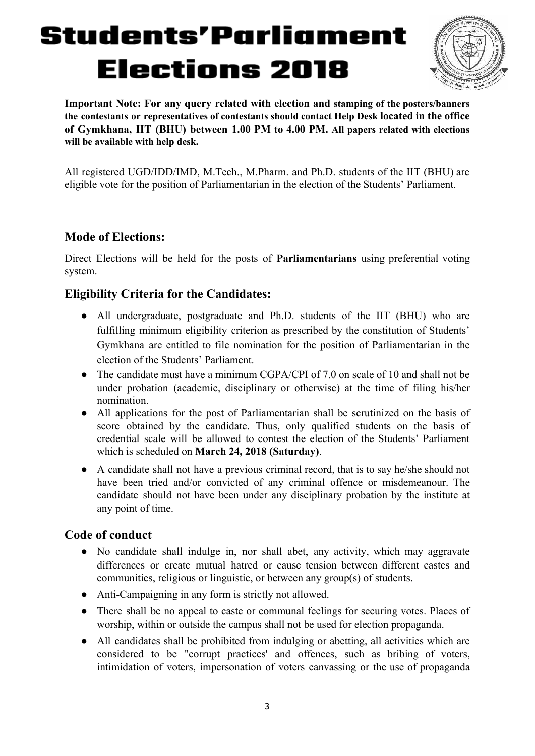# Students' Parliament Elections 2018

**Important Note: For any query related with election and stamping of the posters/banners the contestants or representatives of contestants should contact Help Desk located in the office of Gymkhana, IIT (BHU) between 1.00 PM to 4.00 PM. All papers related with elections will be available with help desk.**

All registered UGD/IDD/IMD, M.Tech., M.Pharm. and Ph.D. students of the IIT (BHU) are eligible vote for the position of Parliamentarian in the election of the Students' Parliament.

## Mode of Elections:

Direct Elections will be held for the posts of **Parliamentarians** using preferential voting system.

## Eligibility Criteria for the Candidates:

- All undergraduate, postgraduate and Ph.D. students of the IIT (BHU) who are fulfilling minimum eligibility criterion as prescribed by the constitution of Students' Gymkhana are entitled to file nomination for the position of Parliamentarian in the election of the Students' Parliament.
- The candidate must have a minimum CGPA/CPI of 7.0 on scale of 10 and shall not be under probation (academic, disciplinary or otherwise) at the time of filing his/her nomination.
- All applications for the post of Parliamentarian shall be scrutinized on the basis of score obtained by the candidate. Thus, only qualified students on the basis of credential scale will be allowed to contest the election of the Students' Parliament which is scheduled on **March 24, 2018 (Saturday)**.
- A candidate shall not have a previous criminal record, that is to say he/she should not have been tried and/or convicted of any criminal offence or misdemeanour. The candidate should not have been under any disciplinary probation by the institute at any point of time.

## Code of conduct

- No candidate shall indulge in, nor shall abet, any activity, which may aggravate differences or create mutual hatred or cause tension between different castes and communities, religious or linguistic, or between any group(s) of students.
- Anti-Campaigning in any form is strictly not allowed.
- There shall be no appeal to caste or communal feelings for securing votes. Places of worship, within or outside the campus shall not be used for election propaganda.
- All candidates shall be prohibited from indulging or abetting, all activities which are considered to be "corrupt practices' and offences, such as bribing of voters, intimidation of voters, impersonation of voters canvassing or the use of propaganda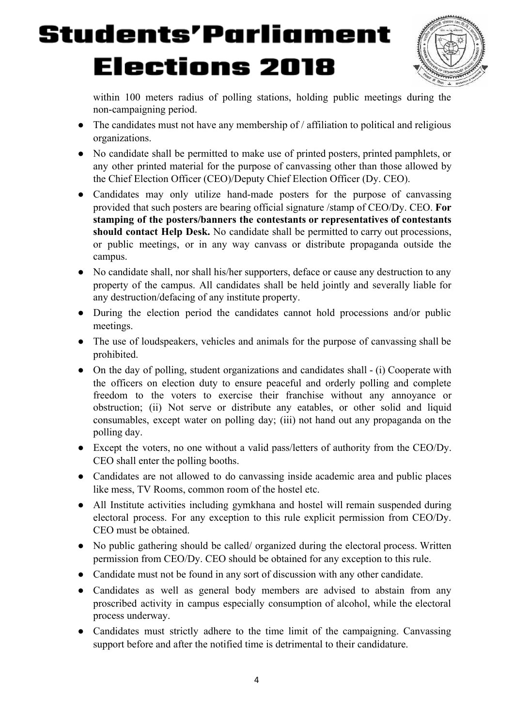within 100 meters radius of polling stations, holding public meetings during the non-campaigning period.

- The candidates must not have any membership of / affiliation to political and religious organizations.
- No candidate shall be permitted to make use of printed posters, printed pamphlets, or any other printed material for the purpose of canvassing other than those allowed by the Chief Election Officer (CEO)/Deputy Chief Election Officer (Dy. CEO).
- Candidates may only utilize hand-made posters for the purpose of canvassing provided that such posters are bearing official signature /stamp of CEO/Dy. CEO. **For stamping of the posters/banners the contestants or representatives of contestants should contact Help Desk.** No candidate shall be permitted to carry out processions, or public meetings, or in any way canvass or distribute propaganda outside the campus.
- No candidate shall, nor shall his/her supporters, deface or cause any destruction to any property of the campus. All candidates shall be held jointly and severally liable for any destruction/defacing of any institute property.
- During the election period the candidates cannot hold processions and/or public meetings.
- The use of loudspeakers, vehicles and animals for the purpose of canvassing shall be prohibited.
- On the day of polling, student organizations and candidates shall - (i) Cooperate with the officers on election duty to ensure peaceful and orderly polling and complete freedom to the voters to exercise their franchise without any annoyance or obstruction; (ii) Not serve or distribute any eatables, or other solid and liquid consumables, except water on polling day; (iii) not hand out any propaganda on the polling day.
- Except the voters, no one without a valid pass/letters of authority from the CEO/Dy. CEO shall enter the polling booths.
- Candidates are not allowed to do canvassing inside academic area and public places like mess, TV Rooms, common room of the hostel etc.
- All Institute activities including gymkhana and hostel will remain suspended during electoral process. For any exception to this rule explicit permission from CEO/Dy. CEO must be obtained.
- No public gathering should be called/ organized during the electoral process. Written permission from CEO/Dy. CEO should be obtained for any exception to this rule.
- Candidate must not be found in any sort of discussion with any other candidate.
- Candidates as well as general body members are advised to abstain from any proscribed activity in campus especially consumption of alcohol, while the electoral process underway.
- Candidates must strictly adhere to the time limit of the campaigning. Canvassing support before and after the notified time is detrimental to their candidature.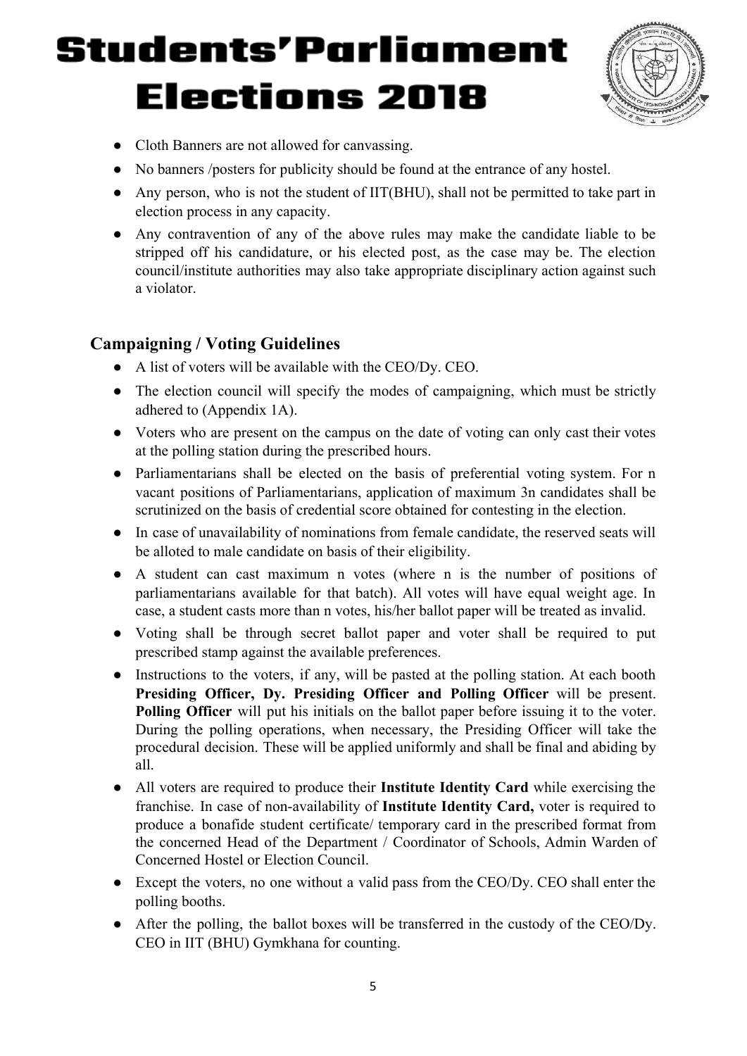- Cloth Banners are not allowed for canvassing.
- No banners /posters for publicity should be found at the entrance of any hostel.
- Any person, who is not the student of IIT(BHU), shall not be permitted to take part in election process in any capacity.
- Any contravention of any of the above rules may make the candidate liable to be stripped off his candidature, or his elected post, as the case may be. The election council/institute authorities may also take appropriate disciplinary action against such a violator.

## Campaigning / Voting Guidelines

- A list of voters will be available with the CEO/Dy. CEO.
- The election council will specify the modes of campaigning, which must be strictly adhered to (Appendix 1A).
- Voters who are present on the campus on the date of voting can only cast their votes at the polling station during the prescribed hours.
- Parliamentarians shall be elected on the basis of preferential voting system. For n vacant positions of Parliamentarians, application of maximum 3n candidates shall be scrutinized on the basis of credential score obtained for contesting in the election.
- In case of unavailability of nominations from female candidate, the reserved seats will be alloted to male candidate on basis of their eligibility.
- A student can cast maximum n votes (where n is the number of positions of parliamentarians available for that batch). All votes will have equal weight age. In case, a student casts more than n votes, his/her ballot paper will be treated as invalid.
- Voting shall be through secret ballot paper and voter shall be required to put prescribed stamp against the available preferences.
- Instructions to the voters, if any, will be pasted at the polling station. At each booth **Presiding Officer, Dy. Presiding Officer and Polling Officer** will be present. **Polling Officer** will put his initials on the ballot paper before issuing it to the voter. During the polling operations, when necessary, the Presiding Officer will take the procedural decision. These will be applied uniformly and shall be final and abiding by all.
- All voters are required to produce their **Institute Identity Card** while exercising the franchise. In case of non-availability of **Institute Identity Card,** voter is required to produce a bonafide student certificate/ temporary card in the prescribed format from the concerned Head of the Department / Coordinator of Schools, Admin Warden of Concerned Hostel or Election Council.
- Except the voters, no one without a valid pass from the CEO/Dy. CEO shall enter the polling booths.
- After the polling, the ballot boxes will be transferred in the custody of the CEO/Dy. CEO in IIT (BHU) Gymkhana for counting.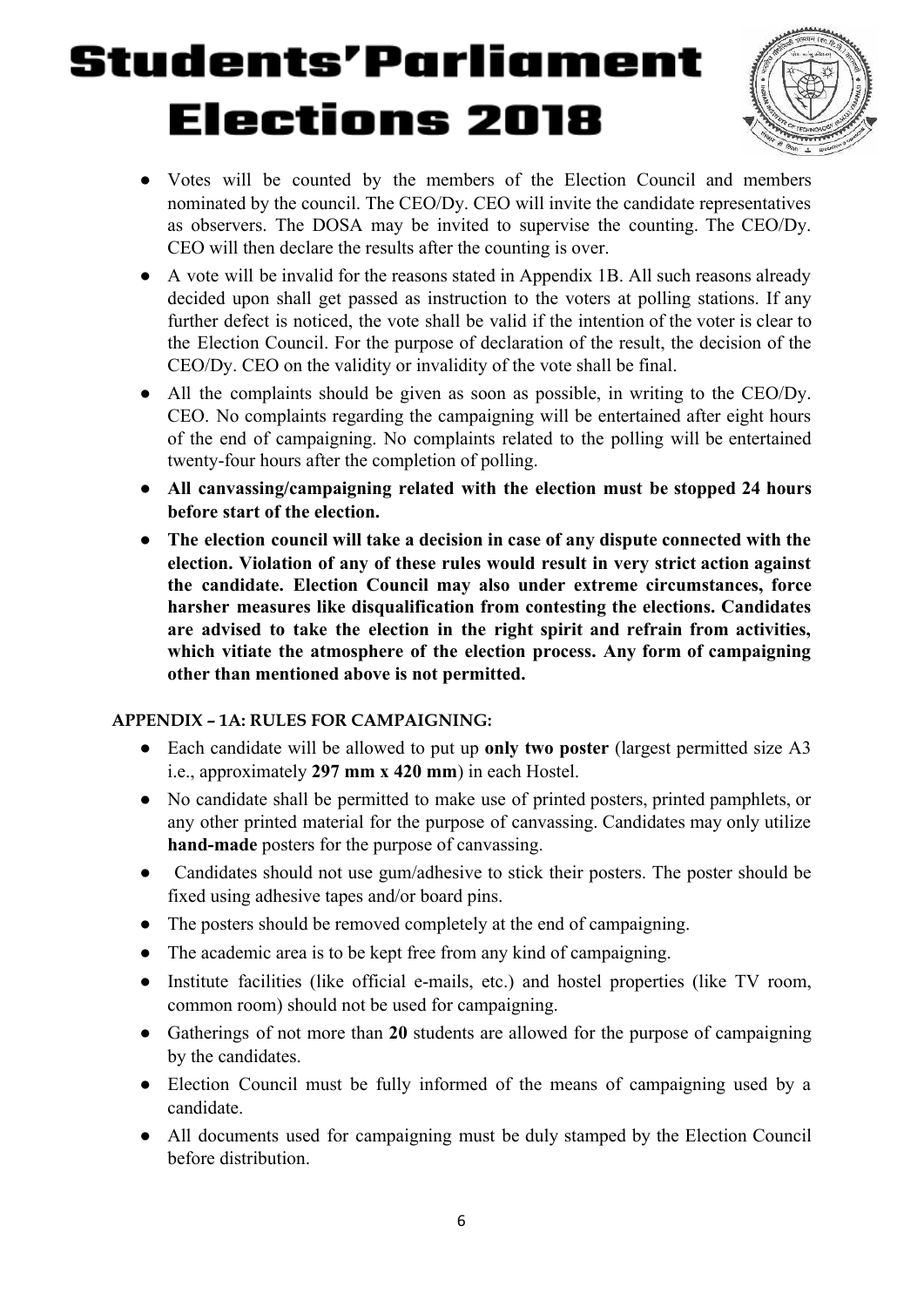- Votes will be counted by the members of the Election Council and members nominated by the council. The CEO/Dy. CEO will invite the candidate representatives as observers. The DOSA may be invited to supervise the counting. The CEO/Dy. CEO will then declare the results after the counting is over.
- A vote will be invalid for the reasons stated in Appendix 1B. All such reasons already decided upon shall get passed as instruction to the voters at polling stations. If any further defect is noticed, the vote shall be valid if the intention of the voter is clear to the Election Council. For the purpose of declaration of the result, the decision of the CEO/Dy. CEO on the validity or invalidity of the vote shall be final.
- All the complaints should be given as soon as possible, in writing to the CEO/Dy. CEO. No complaints regarding the campaigning will be entertained after eight hours of the end of campaigning. No complaints related to the polling will be entertained twenty-four hours after the completion of polling.
- **All canvassing/campaigning related with the election must be stopped 24 hours before start of the election.**
- **The election council will take a decision in case of any dispute connected with the election. Violation of any of these rules would result in very strict action against the candidate. Election Council may also under extreme circumstances, force harsher measures like disqualification from contesting the elections. Candidates are advised to take the election in the right spirit and refrain from activities, which vitiate the atmosphere of the election process. Any form of campaigning other than mentioned above is not permitted.**

**APPENDIX – 1A: RULES FOR CAMPAIGNING:**

- Each candidate will be allowed to put up **only two poster** (largest permitted size A3 i.e., approximately **297 mm x 420 mm**) in each Hostel.
- No candidate shall be permitted to make use of printed posters, printed pamphlets, or any other printed material for the purpose of canvassing. Candidates may only utilize **hand-made** posters for the purpose of canvassing.
- Candidates should not use gum/adhesive to stick their posters. The poster should be fixed using adhesive tapes and/or board pins.
- The posters should be removed completely at the end of campaigning.
- The academic area is to be kept free from any kind of campaigning.
- Institute facilities (like official e-mails, etc.) and hostel properties (like TV room, common room) should not be used for campaigning.
- Gatherings of not more than **20** students are allowed for the purpose of campaigning by the candidates.
- Election Council must be fully informed of the means of campaigning used by a candidate.
- All documents used for campaigning must be duly stamped by the Election Council before distribution.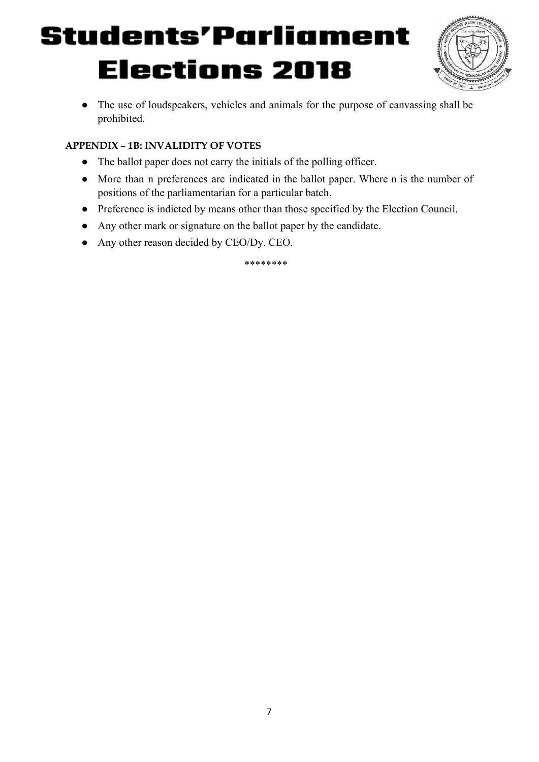- The use of loudspeakers, vehicles and animals for the purpose of canvassing shall be prohibited.

**APPENDIX – 1B: INVALIDITY OF VOTES**

- The ballot paper does not carry the initials of the polling officer.
- More than n preferences are indicated in the ballot paper. Where n is the number of positions of the parliamentarian for a particular batch.
- Preference is indicted by means other than those specified by the Election Council.
- Any other mark or signature on the ballot paper by the candidate.
- Any other reason decided by CEO/Dy. CEO.

********